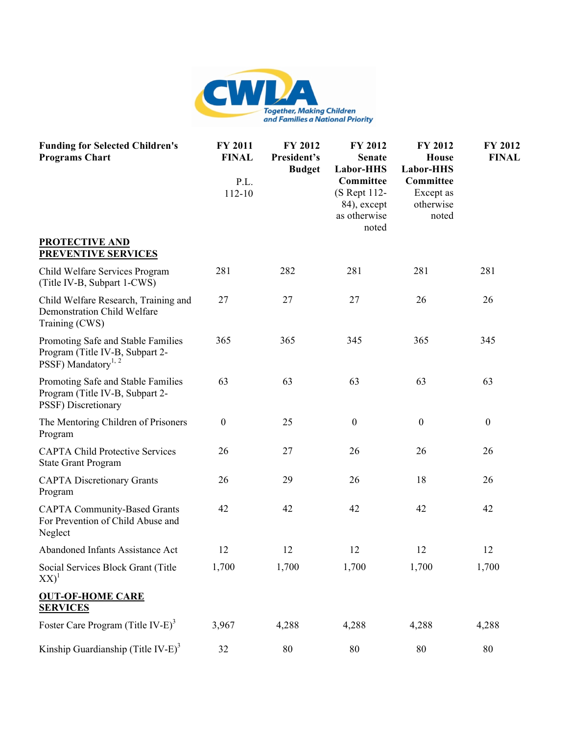| Funding for Selected Children's Programs Chart | FY 2011 FINAL P.L. 112-10 | FY 2012 President's Budget | FY 2012 Senate Labor-HHS Committee (S Rept 112-84), except as otherwise noted | FY 2012 House Labor-HHS Committee Except as otherwise noted | FY 2012 FINAL |
|---|---|---|---|---|---|
| **PROTECTIVE AND PREVENTIVE SERVICES** | | | | | |
| Child Welfare Services Program (Title IV-B, Subpart 1-CWS) | 281 | 282 | 281 | 281 | 281 |
| Child Welfare Research, Training and Demonstration Child Welfare Training (CWS) | 27 | 27 | 27 | 26 | 26 |
| Promoting Safe and Stable Families Program (Title IV-B, Subpart 2-PSSF) Mandatory[1, 2] | 365 | 365 | 345 | 365 | 345 |
| Promoting Safe and Stable Families Program (Title IV-B, Subpart 2-PSSF) Discretionary | 63 | 63 | 63 | 63 | 63 |
| The Mentoring Children of Prisoners Program | 0 | 25 | 0 | 0 | 0 |
| CAPTA Child Protective Services State Grant Program | 26 | 27 | 26 | 26 | 26 |
| CAPTA Discretionary Grants Program | 26 | 29 | 26 | 18 | 26 |
| CAPTA Community-Based Grants For Prevention of Child Abuse and Neglect | 42 | 42 | 42 | 42 | 42 |
| Abandoned Infants Assistance Act | 12 | 12 | 12 | 12 | 12 |
| Social Services Block Grant (Title XX)[1] | 1,700 | 1,700 | 1,700 | 1,700 | 1,700 |
| **OUT-OF-HOME CARE SERVICES** | | | | | |
| Foster Care Program (Title IV-E)[3] | 3,967 | 4,288 | 4,288 | 4,288 | 4,288 |
| Kinship Guardianship (Title IV-E)[3] | 32 | 80 | 80 | 80 | 80 |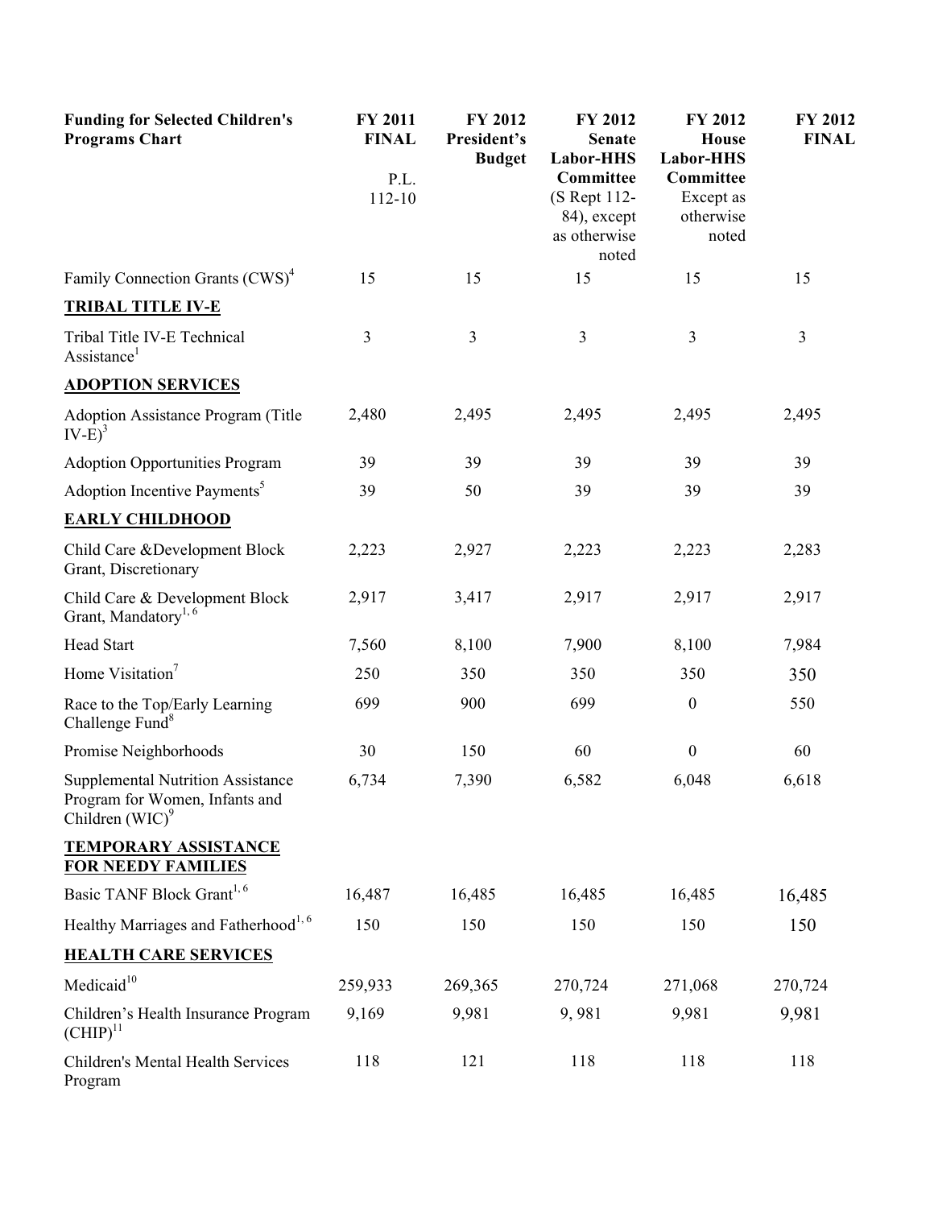| Funding for Selected Children's Programs Chart | FY 2011 FINAL P.L. 112-10 | FY 2012 President's Budget | FY 2012 Senate Labor-HHS Committee (S Rept 112-84), except as otherwise noted | FY 2012 House Labor-HHS Committee Except as otherwise noted | FY 2012 FINAL |
|---|---|---|---|---|---|
| Family Connection Grants (CWS)[4] | 15 | 15 | 15 | 15 | 15 |
| **TRIBAL TITLE IV-E** | | | | | |
| Tribal Title IV-E Technical Assistance[1] | 3 | 3 | 3 | 3 | 3 |
| **ADOPTION SERVICES** | | | | | |
| Adoption Assistance Program (Title IV-E)[3] | 2,480 | 2,495 | 2,495 | 2,495 | 2,495 |
| Adoption Opportunities Program | 39 | 39 | 39 | 39 | 39 |
| Adoption Incentive Payments[5] | 39 | 50 | 39 | 39 | 39 |
| **EARLY CHILDHOOD** | | | | | |
| Child Care &Development Block Grant, Discretionary | 2,223 | 2,927 | 2,223 | 2,223 | 2,283 |
| Child Care & Development Block Grant, Mandatory[1, 6] | 2,917 | 3,417 | 2,917 | 2,917 | 2,917 |
| Head Start | 7,560 | 8,100 | 7,900 | 8,100 | 7,984 |
| Home Visitation[7] | 250 | 350 | 350 | 350 | 350 |
| Race to the Top/Early Learning Challenge Fund[8] | 699 | 900 | 699 | 0 | 550 |
| Promise Neighborhoods | 30 | 150 | 60 | 0 | 60 |
| Supplemental Nutrition Assistance Program for Women, Infants and Children (WIC)[9] | 6,734 | 7,390 | 6,582 | 6,048 | 6,618 |
| **TEMPORARY ASSISTANCE FOR NEEDY FAMILIES** | | | | | |
| Basic TANF Block Grant[1, 6] | 16,487 | 16,485 | 16,485 | 16,485 | 16,485 |
| Healthy Marriages and Fatherhood[1, 6] | 150 | 150 | 150 | 150 | 150 |
| **HEALTH CARE SERVICES** | | | | | |
| Medicaid[10] | 259,933 | 269,365 | 270,724 | 271,068 | 270,724 |
| Children's Health Insurance Program (CHIP)[11] | 9,169 | 9,981 | 9, 981 | 9,981 | 9,981 |
| Children's Mental Health Services Program | 118 | 121 | 118 | 118 | 118 |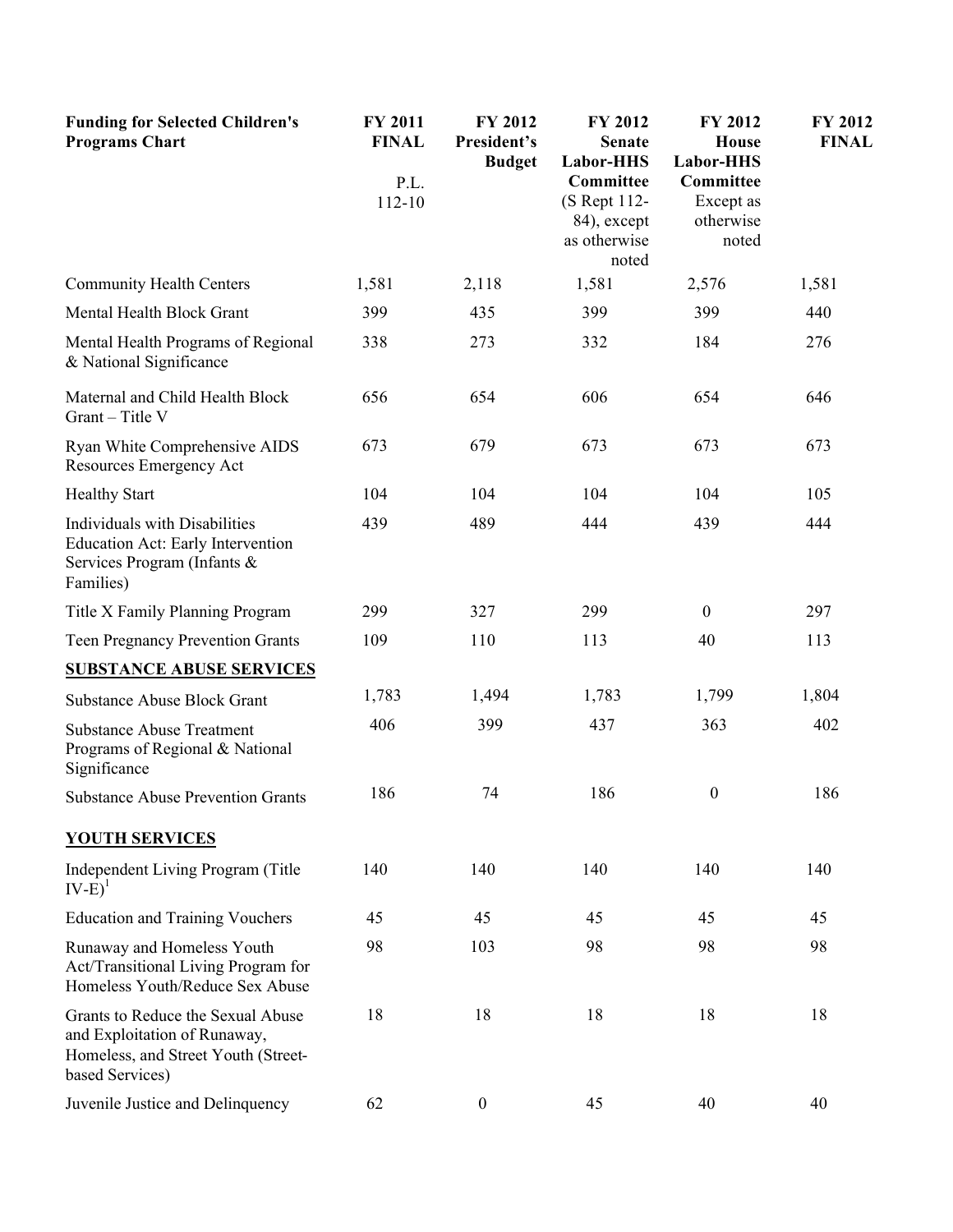| Funding for Selected Children's Programs Chart | FY 2011 FINAL P.L. 112-10 | FY 2012 President's Budget | FY 2012 Senate Labor-HHS Committee (S Rept 112-84), except as otherwise noted | FY 2012 House Labor-HHS Committee Except as otherwise noted | FY 2012 FINAL |
|---|---|---|---|---|---|
| Community Health Centers | 1,581 | 2,118 | 1,581 | 2,576 | 1,581 |
| Mental Health Block Grant | 399 | 435 | 399 | 399 | 440 |
| Mental Health Programs of Regional & National Significance | 338 | 273 | 332 | 184 | 276 |
| Maternal and Child Health Block Grant – Title V | 656 | 654 | 606 | 654 | 646 |
| Ryan White Comprehensive AIDS Resources Emergency Act | 673 | 679 | 673 | 673 | 673 |
| Healthy Start | 104 | 104 | 104 | 104 | 105 |
| Individuals with Disabilities Education Act: Early Intervention Services Program (Infants & Families) | 439 | 489 | 444 | 439 | 444 |
| Title X Family Planning Program | 299 | 327 | 299 | 0 | 297 |
| Teen Pregnancy Prevention Grants | 109 | 110 | 113 | 40 | 113 |
| **SUBSTANCE ABUSE SERVICES** | | | | | |
| Substance Abuse Block Grant | 1,783 | 1,494 | 1,783 | 1,799 | 1,804 |
| Substance Abuse Treatment Programs of Regional & National Significance | 406 | 399 | 437 | 363 | 402 |
| Substance Abuse Prevention Grants | 186 | 74 | 186 | 0 | 186 |
| **YOUTH SERVICES** | | | | | |
| Independent Living Program (Title IV-E)[1] | 140 | 140 | 140 | 140 | 140 |
| Education and Training Vouchers | 45 | 45 | 45 | 45 | 45 |
| Runaway and Homeless Youth Act/Transitional Living Program for Homeless Youth/Reduce Sex Abuse | 98 | 103 | 98 | 98 | 98 |
| Grants to Reduce the Sexual Abuse and Exploitation of Runaway, Homeless, and Street Youth (Street-based Services) | 18 | 18 | 18 | 18 | 18 |
| Juvenile Justice and Delinquency | 62 | 0 | 45 | 40 | 40 |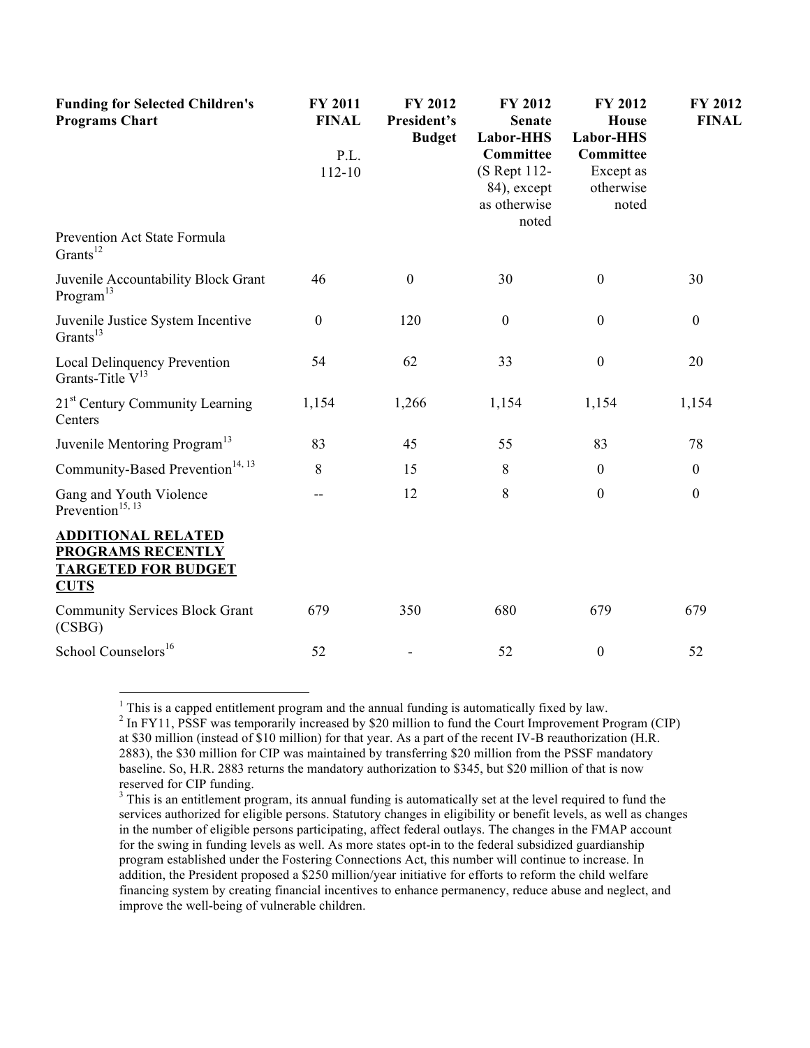| Funding for Selected Children's Programs Chart | FY 2011 FINAL P.L. 112-10 | FY 2012 President's Budget | FY 2012 Senate Labor-HHS Committee (S Rept 112-84), except as otherwise noted | FY 2012 House Labor-HHS Committee Except as otherwise noted | FY 2012 FINAL |
|---|---|---|---|---|---|
| Prevention Act State Formula Grants[12] | | | | | |
| Juvenile Accountability Block Grant Program[13] | 46 | 0 | 30 | 0 | 30 |
| Juvenile Justice System Incentive Grants[13] | 0 | 120 | 0 | 0 | 0 |
| Local Delinquency Prevention Grants-Title V[13] | 54 | 62 | 33 | 0 | 20 |
| 21st Century Community Learning Centers | 1,154 | 1,266 | 1,154 | 1,154 | 1,154 |
| Juvenile Mentoring Program[13] | 83 | 45 | 55 | 83 | 78 |
| Community-Based Prevention[14, 13] | 8 | 15 | 8 | 0 | 0 |
| Gang and Youth Violence Prevention[15, 13] | -- | 12 | 8 | 0 | 0 |
| **ADDITIONAL RELATED PROGRAMS RECENTLY TARGETED FOR BUDGET CUTS** | | | | | |
| Community Services Block Grant (CSBG) | 679 | 350 | 680 | 679 | 679 |
| School Counselors[16] | 52 | - | 52 | 0 | 52 |

[1] This is a capped entitlement program and the annual funding is automatically fixed by law.

[2] In FY11, PSSF was temporarily increased by $20 million to fund the Court Improvement Program (CIP) at $30 million (instead of $10 million) for that year. As a part of the recent IV-B reauthorization (H.R. 2883), the $30 million for CIP was maintained by transferring $20 million from the PSSF mandatory baseline. So, H.R. 2883 returns the mandatory authorization to $345, but $20 million of that is now reserved for CIP funding.

[3] This is an entitlement program, its annual funding is automatically set at the level required to fund the services authorized for eligible persons. Statutory changes in eligibility or benefit levels, as well as changes in the number of eligible persons participating, affect federal outlays. The changes in the FMAP account for the swing in funding levels as well. As more states opt-in to the federal subsidized guardianship program established under the Fostering Connections Act, this number will continue to increase. In addition, the President proposed a $250 million/year initiative for efforts to reform the child welfare financing system by creating financial incentives to enhance permanency, reduce abuse and neglect, and improve the well-being of vulnerable children.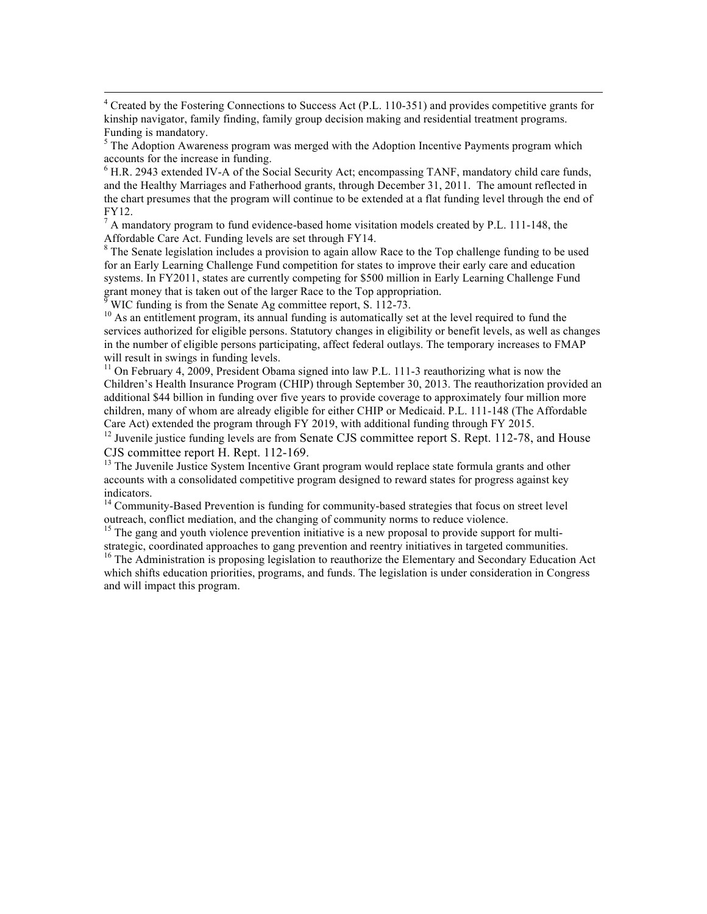[4] Created by the Fostering Connections to Success Act (P.L. 110-351) and provides competitive grants for kinship navigator, family finding, family group decision making and residential treatment programs. Funding is mandatory.

[5] The Adoption Awareness program was merged with the Adoption Incentive Payments program which accounts for the increase in funding.

[6] H.R. 2943 extended IV-A of the Social Security Act; encompassing TANF, mandatory child care funds, and the Healthy Marriages and Fatherhood grants, through December 31, 2011. The amount reflected in the chart presumes that the program will continue to be extended at a flat funding level through the end of FY12.

[7] A mandatory program to fund evidence-based home visitation models created by P.L. 111-148, the Affordable Care Act. Funding levels are set through FY14.

[8] The Senate legislation includes a provision to again allow Race to the Top challenge funding to be used for an Early Learning Challenge Fund competition for states to improve their early care and education systems. In FY2011, states are currently competing for $500 million in Early Learning Challenge Fund grant money that is taken out of the larger Race to the Top appropriation.

[9] WIC funding is from the Senate Ag committee report, S. 112-73.

[10] As an entitlement program, its annual funding is automatically set at the level required to fund the services authorized for eligible persons. Statutory changes in eligibility or benefit levels, as well as changes in the number of eligible persons participating, affect federal outlays. The temporary increases to FMAP will result in swings in funding levels.

[11] On February 4, 2009, President Obama signed into law P.L. 111-3 reauthorizing what is now the Children's Health Insurance Program (CHIP) through September 30, 2013. The reauthorization provided an additional $44 billion in funding over five years to provide coverage to approximately four million more children, many of whom are already eligible for either CHIP or Medicaid. P.L. 111-148 (The Affordable Care Act) extended the program through FY 2019, with additional funding through FY 2015.

[12] Juvenile justice funding levels are from Senate CJS committee report S. Rept. 112-78, and House CJS committee report H. Rept. 112-169.

[13] The Juvenile Justice System Incentive Grant program would replace state formula grants and other accounts with a consolidated competitive program designed to reward states for progress against key indicators.

[14] Community-Based Prevention is funding for community-based strategies that focus on street level outreach, conflict mediation, and the changing of community norms to reduce violence.

[15] The gang and youth violence prevention initiative is a new proposal to provide support for multi-strategic, coordinated approaches to gang prevention and reentry initiatives in targeted communities.

[16] The Administration is proposing legislation to reauthorize the Elementary and Secondary Education Act which shifts education priorities, programs, and funds. The legislation is under consideration in Congress and will impact this program.